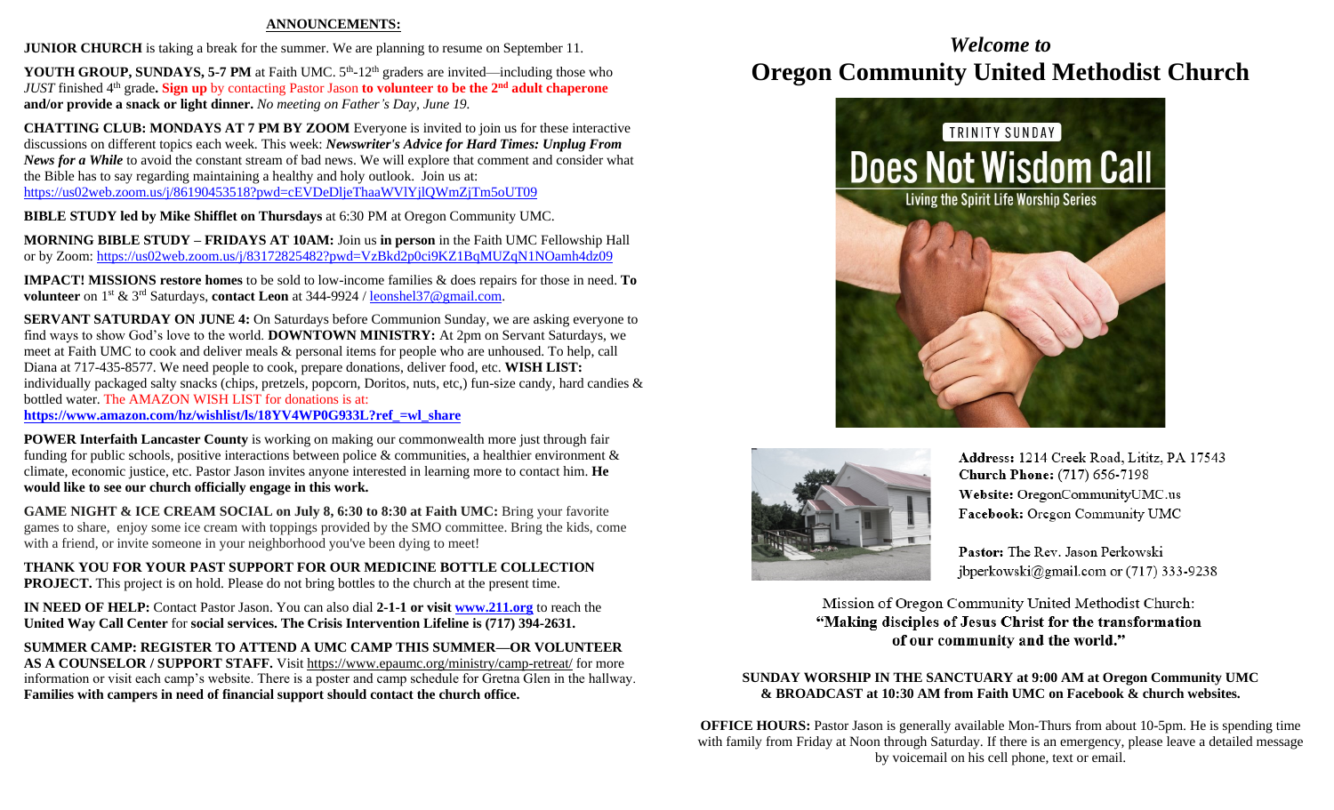## ANNOUNCEMENTS:

**JUNIOR CHURCH** is taking a break for the summer. We are planning to resume on September 11.

**YOUTH GROUP, SUNDAYS, 5-7 PM** at Faith UMC. 5th-12th graders are invited—including those who *JUST* finished 4th grade**. Sign up** by contacting Pastor Jason **to volunteer to be the 2nd adult chaperone and/or provide a snack or light dinner.** *No meeting on Father's Day, June 19.*

**CHATTING CLUB: MONDAYS AT 7 PM BY ZOOM** Everyone is invited to join us for these interactive discussions on different topics each week. This week: ***Newswriter's Advice for Hard Times: Unplug From News for a While*** to avoid the constant stream of bad news. We will explore that comment and consider what the Bible has to say regarding maintaining a healthy and holy outlook. Join us at: https://us02web.zoom.us/j/86190453518?pwd=cEVDeDljeThaaWVlYjlQWmZjTm5oUT09

**BIBLE STUDY led by Mike Shifflet on Thursdays** at 6:30 PM at Oregon Community UMC.

**MORNING BIBLE STUDY – FRIDAYS AT 10AM:** Join us **in person** in the Faith UMC Fellowship Hall or by Zoom: https://us02web.zoom.us/j/83172825482?pwd=VzBkd2p0ci9KZ1BqMUZqN1NOamh4dz09

**IMPACT! MISSIONS restore homes** to be sold to low-income families & does repairs for those in need. **To volunteer** on 1st & 3rd Saturdays, **contact Leon** at 344-9924 / leonshel37@gmail.com.

**SERVANT SATURDAY ON JUNE 4:** On Saturdays before Communion Sunday, we are asking everyone to find ways to show God's love to the world. **DOWNTOWN MINISTRY:** At 2pm on Servant Saturdays, we meet at Faith UMC to cook and deliver meals & personal items for people who are unhoused. To help, call Diana at 717-435-8577. We need people to cook, prepare donations, deliver food, etc. **WISH LIST:** individually packaged salty snacks (chips, pretzels, popcorn, Doritos, nuts, etc,) fun-size candy, hard candies & bottled water. The AMAZON WISH LIST for donations is at:
**https://www.amazon.com/hz/wishlist/ls/18YV4WP0G933L?ref_=wl_share**

**POWER Interfaith Lancaster County** is working on making our commonwealth more just through fair funding for public schools, positive interactions between police & communities, a healthier environment & climate, economic justice, etc. Pastor Jason invites anyone interested in learning more to contact him. **He would like to see our church officially engage in this work.**

**GAME NIGHT & ICE CREAM SOCIAL on July 8, 6:30 to 8:30 at Faith UMC:** Bring your favorite games to share, enjoy some ice cream with toppings provided by the SMO committee. Bring the kids, come with a friend, or invite someone in your neighborhood you've been dying to meet!

**THANK YOU FOR YOUR PAST SUPPORT FOR OUR MEDICINE BOTTLE COLLECTION PROJECT.** This project is on hold. Please do not bring bottles to the church at the present time.

**IN NEED OF HELP:** Contact Pastor Jason. You can also dial **2-1-1 or visit www.211.org** to reach the **United Way Call Center** for **social services. The Crisis Intervention Lifeline is (717) 394-2631.**

**SUMMER CAMP: REGISTER TO ATTEND A UMC CAMP THIS SUMMER—OR VOLUNTEER AS A COUNSELOR / SUPPORT STAFF.** Visit https://www.epaumc.org/ministry/camp-retreat/ for more information or visit each camp's website. There is a poster and camp schedule for Gretna Glen in the hallway. **Families with campers in need of financial support should contact the church office.**

# *Welcome to*
# Oregon Community United Methodist Church

TRINITY SUNDAY
**Does Not Wisdom Call**
Living the Spirit Life Worship Series

**Address:** 1214 Creek Road, Lititz, PA 17543
**Church Phone:** (717) 656-7198
**Website:** OregonCommunityUMC.us
**Facebook:** Oregon Community UMC

**Pastor:** The Rev. Jason Perkowski
jbperkowski@gmail.com or (717) 333-9238

Mission of Oregon Community United Methodist Church:
**"Making disciples of Jesus Christ for the transformation of our community and the world."**

**SUNDAY WORSHIP IN THE SANCTUARY at 9:00 AM at Oregon Community UMC & BROADCAST at 10:30 AM from Faith UMC on Facebook & church websites.**

**OFFICE HOURS:** Pastor Jason is generally available Mon-Thurs from about 10-5pm. He is spending time with family from Friday at Noon through Saturday. If there is an emergency, please leave a detailed message by voicemail on his cell phone, text or email.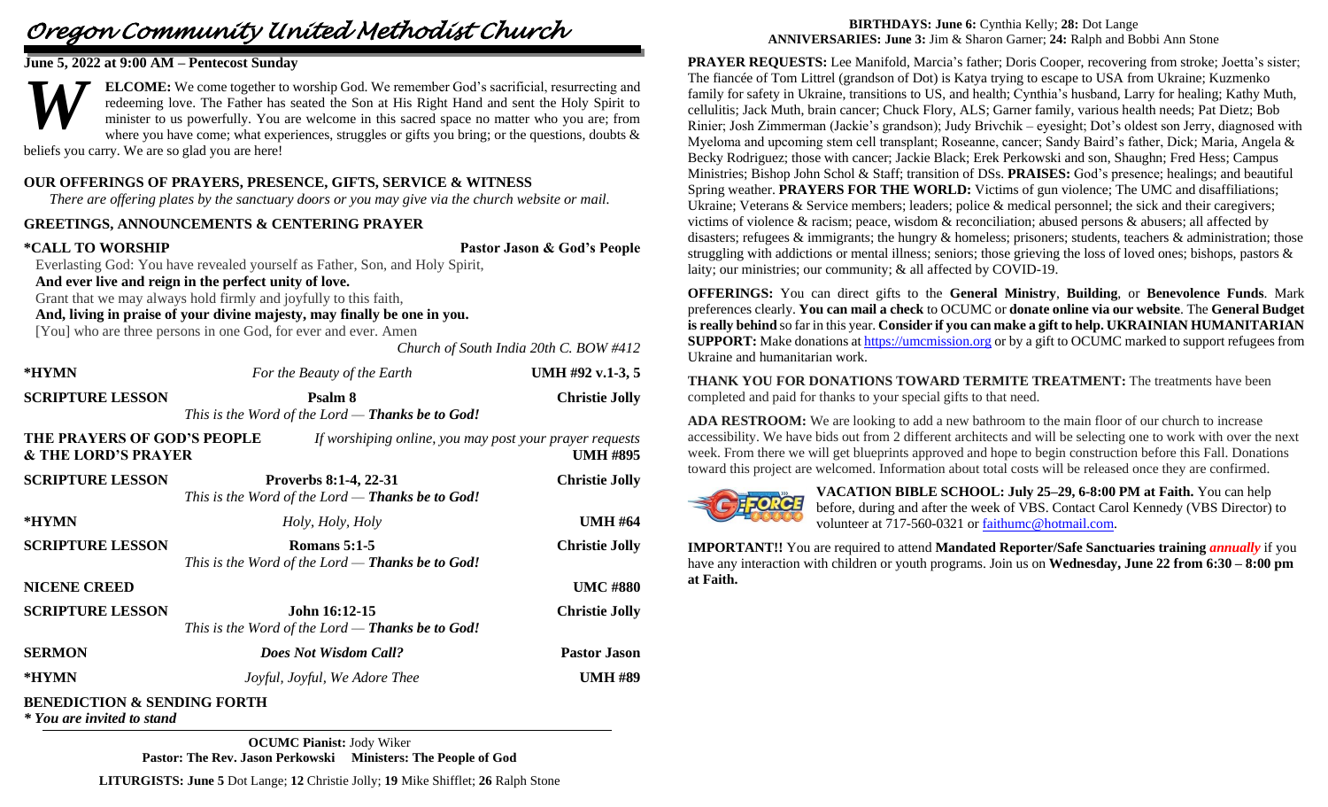# Oregon Community United Methodist Church

**June 5, 2022 at 9:00 AM – Pentecost Sunday**

**WELCOME:** We come together to worship God. We remember God's sacrificial, resurrecting and redeeming love. The Father has seated the Son at His Right Hand and sent the Holy Spirit to minister to us powerfully. You are welcome in this sacred space no matter who you are; from where you have come; what experiences, struggles or gifts you bring; or the questions, doubts & beliefs you carry. We are so glad you are here!

**OUR OFFERINGS OF PRAYERS, PRESENCE, GIFTS, SERVICE & WITNESS**

*There are offering plates by the sanctuary doors or you may give via the church website or mail.*

**GREETINGS, ANNOUNCEMENTS & CENTERING PRAYER**

**\*CALL TO WORSHIP** — **Pastor Jason & God's People**

Everlasting God: You have revealed yourself as Father, Son, and Holy Spirit,
**And ever live and reign in the perfect unity of love.**
Grant that we may always hold firmly and joyfully to this faith,
**And, living in praise of your divine majesty, may finally be one in you.**
[You] who are three persons in one God, for ever and ever. Amen

*Church of South India 20th C. BOW #412*

| | | |
|---|---|---|
| **\*HYMN** | *For the Beauty of the Earth* | **UMH #92 v.1-3, 5** |
| **SCRIPTURE LESSON** | **Psalm 8**<br>*This is the Word of the Lord — **Thanks be to God!*** | **Christie Jolly** |
| **THE PRAYERS OF GOD'S PEOPLE & THE LORD'S PRAYER** | *If worshiping online, you may post your prayer requests* | **UMH #895** |
| **SCRIPTURE LESSON** | **Proverbs 8:1-4, 22-31**<br>*This is the Word of the Lord — **Thanks be to God!*** | **Christie Jolly** |
| **\*HYMN** | *Holy, Holy, Holy* | **UMH #64** |
| **SCRIPTURE LESSON** | **Romans 5:1-5**<br>*This is the Word of the Lord — **Thanks be to God!*** | **Christie Jolly** |
| **NICENE CREED** | | **UMC #880** |
| **SCRIPTURE LESSON** | **John 16:12-15**<br>*This is the Word of the Lord — **Thanks be to God!*** | **Christie Jolly** |
| **SERMON** | ***Does Not Wisdom Call?*** | **Pastor Jason** |
| **\*HYMN** | *Joyful, Joyful, We Adore Thee* | **UMH #89** |

**BENEDICTION & SENDING FORTH**

***\* You are invited to stand***

**OCUMC Pianist:** Jody Wiker
**Pastor: The Rev. Jason Perkowski    Ministers: The People of God**

**LITURGISTS: June 5** Dot Lange; **12** Christie Jolly; **19** Mike Shifflet; **26** Ralph Stone

**BIRTHDAYS: June 6:** Cynthia Kelly; **28:** Dot Lange
**ANNIVERSARIES: June 3:** Jim & Sharon Garner; **24:** Ralph and Bobbi Ann Stone

**PRAYER REQUESTS:** Lee Manifold, Marcia's father; Doris Cooper, recovering from stroke; Joetta's sister; The fiancée of Tom Littrel (grandson of Dot) is Katya trying to escape to USA from Ukraine; Kuzmenko family for safety in Ukraine, transitions to US, and health; Cynthia's husband, Larry for healing; Kathy Muth, cellulitis; Jack Muth, brain cancer; Chuck Flory, ALS; Garner family, various health needs; Pat Dietz; Bob Rinier; Josh Zimmerman (Jackie's grandson); Judy Brivchik – eyesight; Dot's oldest son Jerry, diagnosed with Myeloma and upcoming stem cell transplant; Roseanne, cancer; Sandy Baird's father, Dick; Maria, Angela & Becky Rodriguez; those with cancer; Jackie Black; Erek Perkowski and son, Shaughn; Fred Hess; Campus Ministries; Bishop John Schol & Staff; transition of DSs. **PRAISES:** God's presence; healings; and beautiful Spring weather. **PRAYERS FOR THE WORLD:** Victims of gun violence; The UMC and disaffiliations; Ukraine; Veterans & Service members; leaders; police & medical personnel; the sick and their caregivers; victims of violence & racism; peace, wisdom & reconciliation; abused persons & abusers; all affected by disasters; refugees & immigrants; the hungry & homeless; prisoners; students, teachers & administration; those struggling with addictions or mental illness; seniors; those grieving the loss of loved ones; bishops, pastors & laity; our ministries; our community; & all affected by COVID-19.

**OFFERINGS:** You can direct gifts to the **General Ministry**, **Building**, or **Benevolence Funds**. Mark preferences clearly. **You can mail a check** to OCUMC or **donate online via our website**. The **General Budget is really behind** so far in this year. **Consider if you can make a gift to help. UKRAINIAN HUMANITARIAN SUPPORT:** Make donations at https://umcmission.org or by a gift to OCUMC marked to support refugees from Ukraine and humanitarian work.

**THANK YOU FOR DONATIONS TOWARD TERMITE TREATMENT:** The treatments have been completed and paid for thanks to your special gifts to that need.

**ADA RESTROOM:** We are looking to add a new bathroom to the main floor of our church to increase accessibility. We have bids out from 2 different architects and will be selecting one to work with over the next week. From there we will get blueprints approved and hope to begin construction before this Fall. Donations toward this project are welcomed. Information about total costs will be released once they are confirmed.

**VACATION BIBLE SCHOOL: July 25–29, 6-8:00 PM at Faith.** You can help before, during and after the week of VBS. Contact Carol Kennedy (VBS Director) to volunteer at 717-560-0321 or faithumc@hotmail.com.

**IMPORTANT!!** You are required to attend **Mandated Reporter/Safe Sanctuaries training *annually*** if you have any interaction with children or youth programs. Join us on **Wednesday, June 22 from 6:30 – 8:00 pm at Faith.**